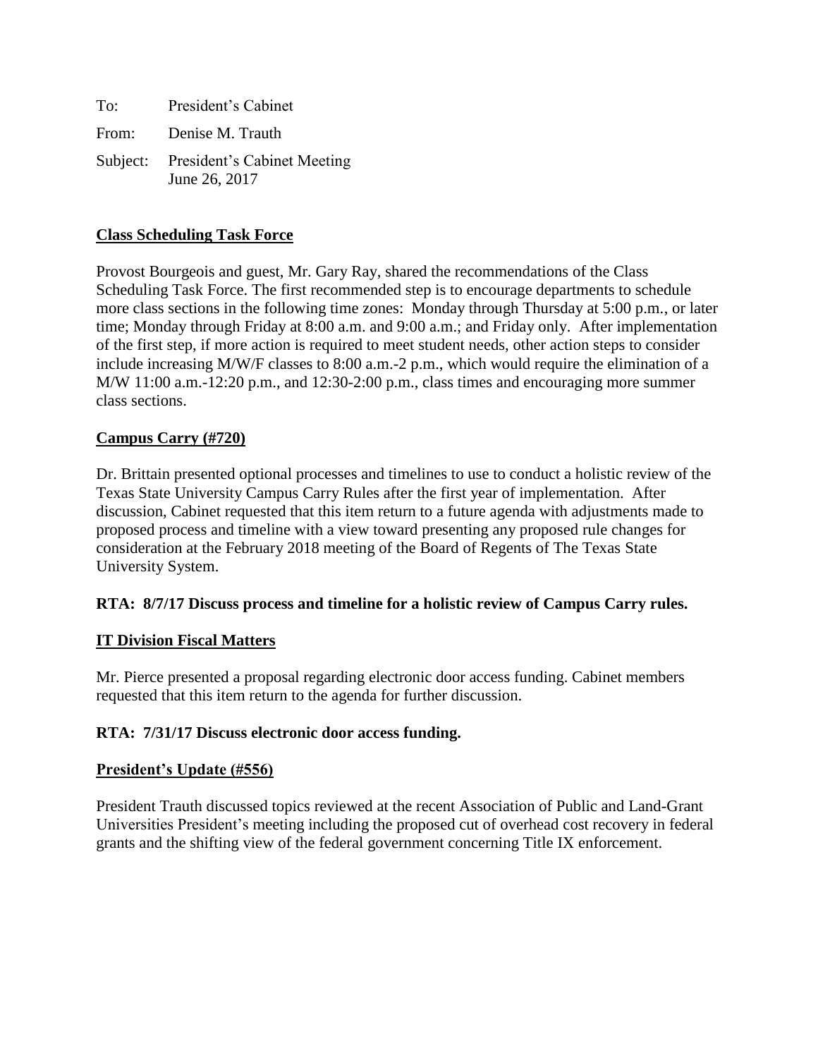To: President's Cabinet

From: Denise M. Trauth

Subject: President's Cabinet Meeting
June 26, 2017

**Class Scheduling Task Force**

Provost Bourgeois and guest, Mr. Gary Ray, shared the recommendations of the Class Scheduling Task Force. The first recommended step is to encourage departments to schedule more class sections in the following time zones: Monday through Thursday at 5:00 p.m., or later time; Monday through Friday at 8:00 a.m. and 9:00 a.m.; and Friday only. After implementation of the first step, if more action is required to meet student needs, other action steps to consider include increasing M/W/F classes to 8:00 a.m.-2 p.m., which would require the elimination of a M/W 11:00 a.m.-12:20 p.m., and 12:30-2:00 p.m., class times and encouraging more summer class sections.

**Campus Carry (#720)**

Dr. Brittain presented optional processes and timelines to use to conduct a holistic review of the Texas State University Campus Carry Rules after the first year of implementation. After discussion, Cabinet requested that this item return to a future agenda with adjustments made to proposed process and timeline with a view toward presenting any proposed rule changes for consideration at the February 2018 meeting of the Board of Regents of The Texas State University System.

**RTA: 8/7/17 Discuss process and timeline for a holistic review of Campus Carry rules.**

**IT Division Fiscal Matters**

Mr. Pierce presented a proposal regarding electronic door access funding. Cabinet members requested that this item return to the agenda for further discussion.

**RTA: 7/31/17 Discuss electronic door access funding.**

**President's Update (#556)**

President Trauth discussed topics reviewed at the recent Association of Public and Land-Grant Universities President's meeting including the proposed cut of overhead cost recovery in federal grants and the shifting view of the federal government concerning Title IX enforcement.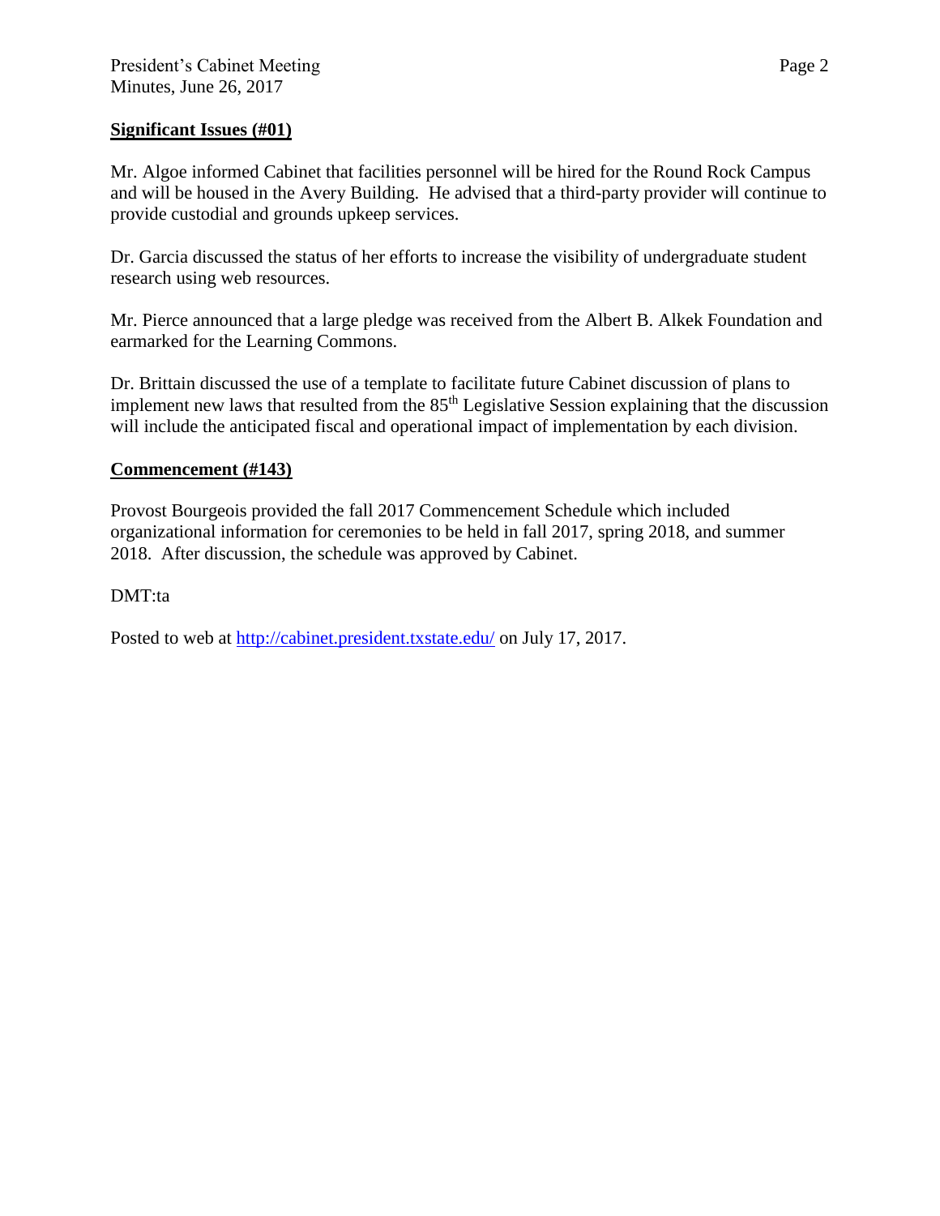**Significant Issues (#01)**

Mr. Algoe informed Cabinet that facilities personnel will be hired for the Round Rock Campus and will be housed in the Avery Building. He advised that a third-party provider will continue to provide custodial and grounds upkeep services.

Dr. Garcia discussed the status of her efforts to increase the visibility of undergraduate student research using web resources.

Mr. Pierce announced that a large pledge was received from the Albert B. Alkek Foundation and earmarked for the Learning Commons.

Dr. Brittain discussed the use of a template to facilitate future Cabinet discussion of plans to implement new laws that resulted from the 85th Legislative Session explaining that the discussion will include the anticipated fiscal and operational impact of implementation by each division.

**Commencement (#143)**

Provost Bourgeois provided the fall 2017 Commencement Schedule which included organizational information for ceremonies to be held in fall 2017, spring 2018, and summer 2018. After discussion, the schedule was approved by Cabinet.

DMT:ta

Posted to web at http://cabinet.president.txstate.edu/ on July 17, 2017.